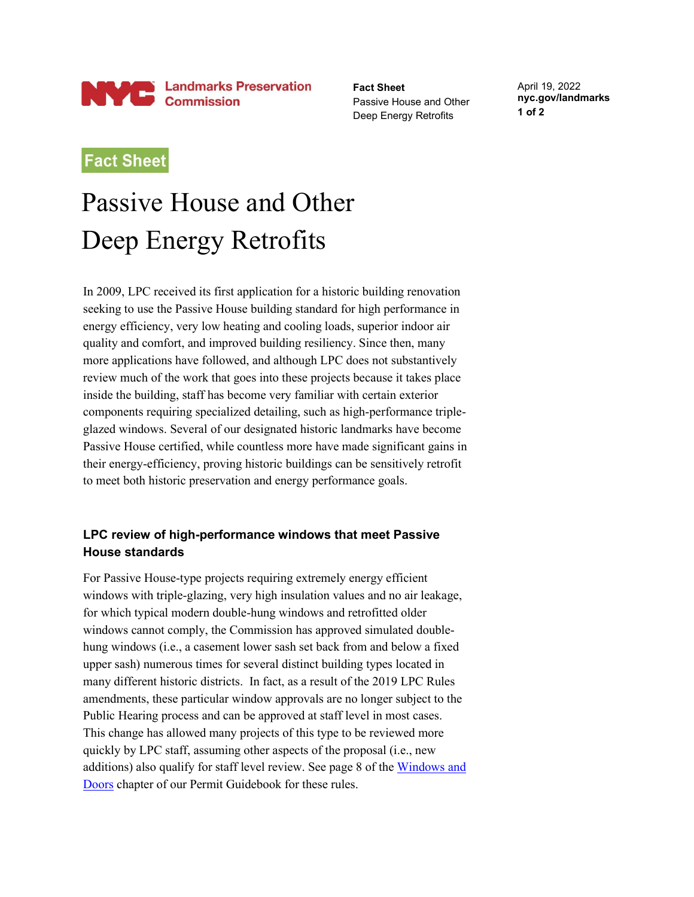Fact Sheet

# Passive House and Other Deep Energy Retrofits

In 2009, LPC received its first application for a historic building renovation seeking to use the Passive House building standard for high performance in energy efficiency, very low heating and cooling loads, superior indoor air quality and comfort, and improved building resiliency. Since then, many more applications have followed, and although LPC does not substantively review much of the work that goes into these projects because it takes place inside the building, staff has become very familiar with certain exterior components requiring specialized detailing, such as high-performance triple-glazed windows. Several of our designated historic landmarks have become Passive House certified, while countless more have made significant gains in their energy-efficiency, proving historic buildings can be sensitively retrofit to meet both historic preservation and energy performance goals.

## LPC review of high-performance windows that meet Passive House standards

For Passive House-type projects requiring extremely energy efficient windows with triple-glazing, very high insulation values and no air leakage, for which typical modern double-hung windows and retrofitted older windows cannot comply, the Commission has approved simulated double-hung windows (i.e., a casement lower sash set back from and below a fixed upper sash) numerous times for several distinct building types located in many different historic districts. In fact, as a result of the 2019 LPC Rules amendments, these particular window approvals are no longer subject to the Public Hearing process and can be approved at staff level in most cases. This change has allowed many projects of this type to be reviewed more quickly by LPC staff, assuming other aspects of the proposal (i.e., new additions) also qualify for staff level review. See page 8 of the Windows and Doors chapter of our Permit Guidebook for these rules.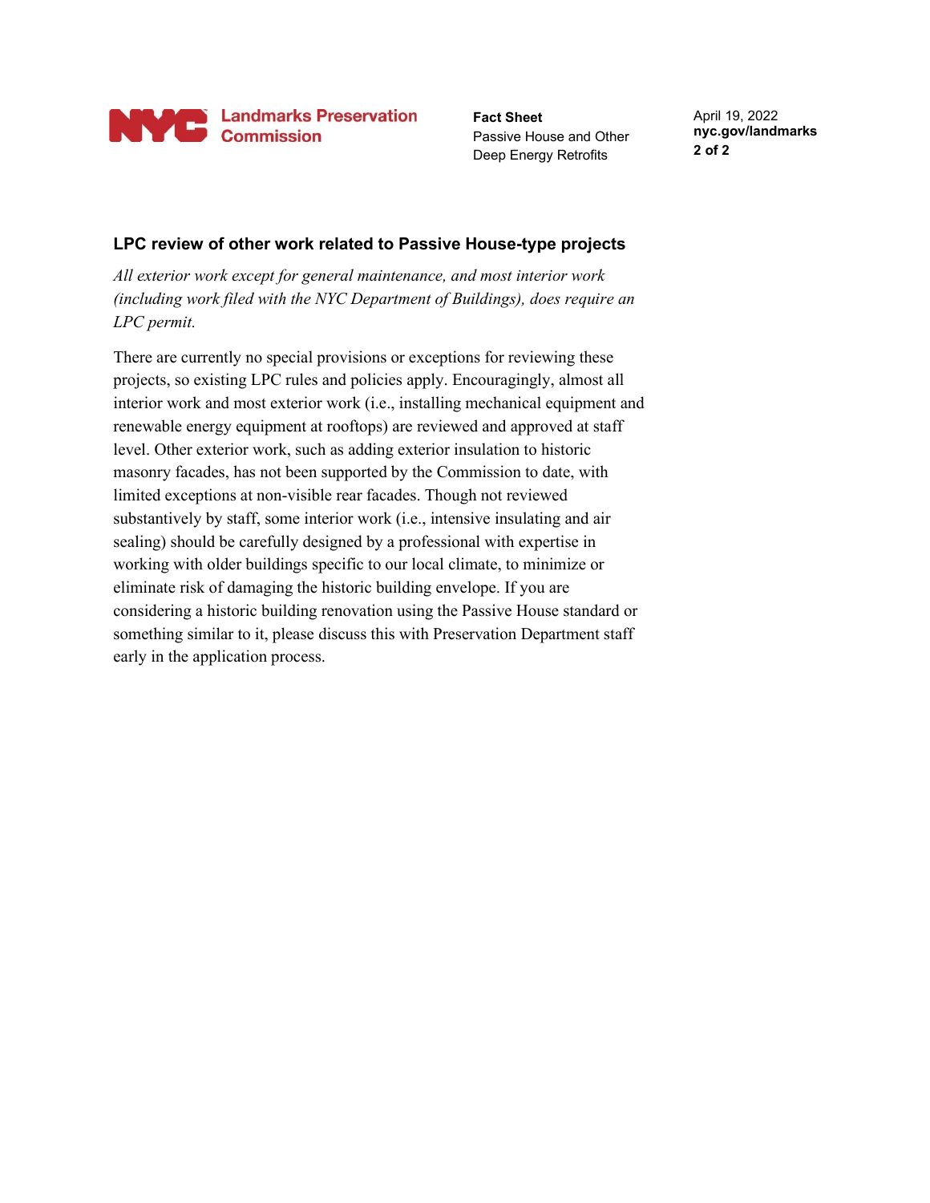## LPC review of other work related to Passive House-type projects

*All exterior work except for general maintenance, and most interior work (including work filed with the NYC Department of Buildings), does require an LPC permit.*

There are currently no special provisions or exceptions for reviewing these projects, so existing LPC rules and policies apply. Encouragingly, almost all interior work and most exterior work (i.e., installing mechanical equipment and renewable energy equipment at rooftops) are reviewed and approved at staff level. Other exterior work, such as adding exterior insulation to historic masonry facades, has not been supported by the Commission to date, with limited exceptions at non-visible rear facades. Though not reviewed substantively by staff, some interior work (i.e., intensive insulating and air sealing) should be carefully designed by a professional with expertise in working with older buildings specific to our local climate, to minimize or eliminate risk of damaging the historic building envelope. If you are considering a historic building renovation using the Passive House standard or something similar to it, please discuss this with Preservation Department staff early in the application process.